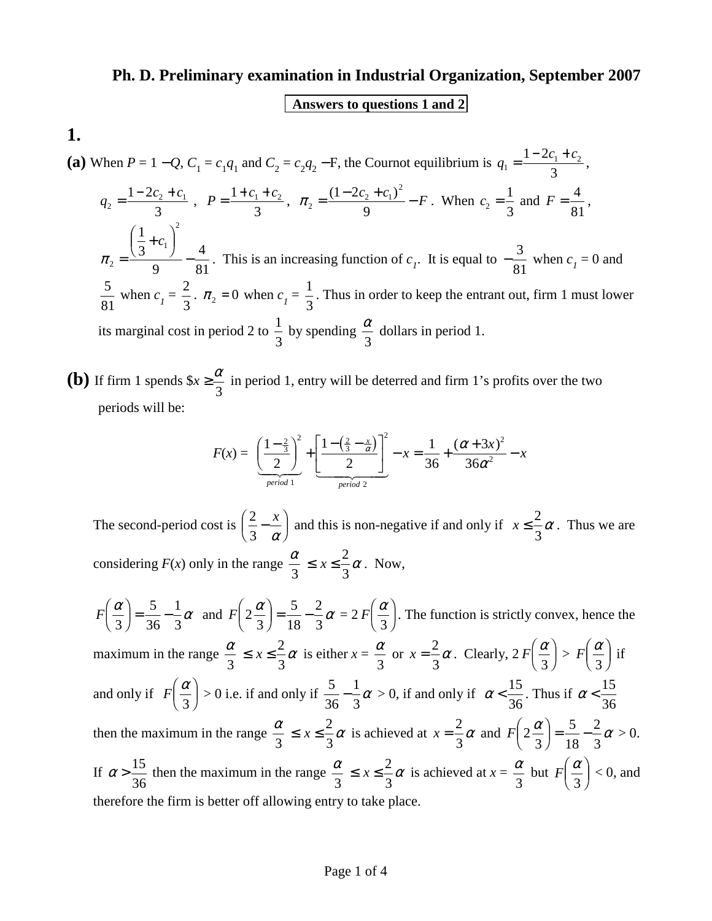# Ph. D. Preliminary examination in Industrial Organization, September 2007

**Answers to questions 1 and 2**

## 1.

**(a)** When $P = 1 - Q$, $C_1 = c_1 q_1$ and $C_2 = c_2 q_2 - F$, the Cournot equilibrium is $q_1 = \frac{1 - 2c_1 + c_2}{3}$, $q_2 = \frac{1 - 2c_2 + c_1}{3}$, $P = \frac{1 + c_1 + c_2}{3}$, $\pi_2 = \frac{(1 - 2c_2 + c_1)^2}{9} - F$. When $c_2 = \frac{1}{3}$ and $F = \frac{4}{81}$, $\pi_2 = \frac{\left(\frac{1}{3} + c_1\right)^2}{9} - \frac{4}{81}$. This is an increasing function of $c_1$. It is equal to $-\frac{3}{81}$ when $c_1 = 0$ and $\frac{5}{81}$ when $c_1 = \frac{2}{3}$. $\pi_2 = 0$ when $c_1 = \frac{1}{3}$. Thus in order to keep the entrant out, firm 1 must lower its marginal cost in period 2 to $\frac{1}{3}$ by spending $\frac{\alpha}{3}$ dollars in period 1.

**(b)** If firm 1 spends $\$x \geq \frac{\alpha}{3}$ in period 1, entry will be deterred and firm 1's profits over the two periods will be:

$$F(x) = \underbrace{\left(\frac{1 - \frac{2}{3}}{2}\right)^2}_{period\ 1} + \underbrace{\left[\frac{1 - \left(\frac{2}{3} - \frac{x}{\alpha}\right)}{2}\right]^2}_{period\ 2} - x = \frac{1}{36} + \frac{(\alpha + 3x)^2}{36\alpha^2} - x$$

The second-period cost is $\left(\frac{2}{3} - \frac{x}{\alpha}\right)$ and this is non-negative if and only if $x \leq \frac{2}{3}\alpha$. Thus we are considering $F(x)$ only in the range $\frac{\alpha}{3} \leq x \leq \frac{2}{3}\alpha$. Now,

$F\left(\frac{\alpha}{3}\right) = \frac{5}{36} - \frac{1}{3}\alpha$ and $F\left(2\frac{\alpha}{3}\right) = \frac{5}{18} - \frac{2}{3}\alpha = 2\,F\left(\frac{\alpha}{3}\right)$. The function is strictly convex, hence the maximum in the range $\frac{\alpha}{3} \leq x \leq \frac{2}{3}\alpha$ is either $x = \frac{\alpha}{3}$ or $x = \frac{2}{3}\alpha$. Clearly, $2\,F\left(\frac{\alpha}{3}\right) > F\left(\frac{\alpha}{3}\right)$ if and only if $F\left(\frac{\alpha}{3}\right) > 0$ i.e. if and only if $\frac{5}{36} - \frac{1}{3}\alpha > 0$, if and only if $\alpha < \frac{15}{36}$. Thus if $\alpha < \frac{15}{36}$ then the maximum in the range $\frac{\alpha}{3} \leq x \leq \frac{2}{3}\alpha$ is achieved at $x = \frac{2}{3}\alpha$ and $F\left(2\frac{\alpha}{3}\right) = \frac{5}{18} - \frac{2}{3}\alpha > 0$. If $\alpha > \frac{15}{36}$ then the maximum in the range $\frac{\alpha}{3} \leq x \leq \frac{2}{3}\alpha$ is achieved at $x = \frac{\alpha}{3}$ but $F\left(\frac{\alpha}{3}\right) < 0$, and therefore the firm is better off allowing entry to take place.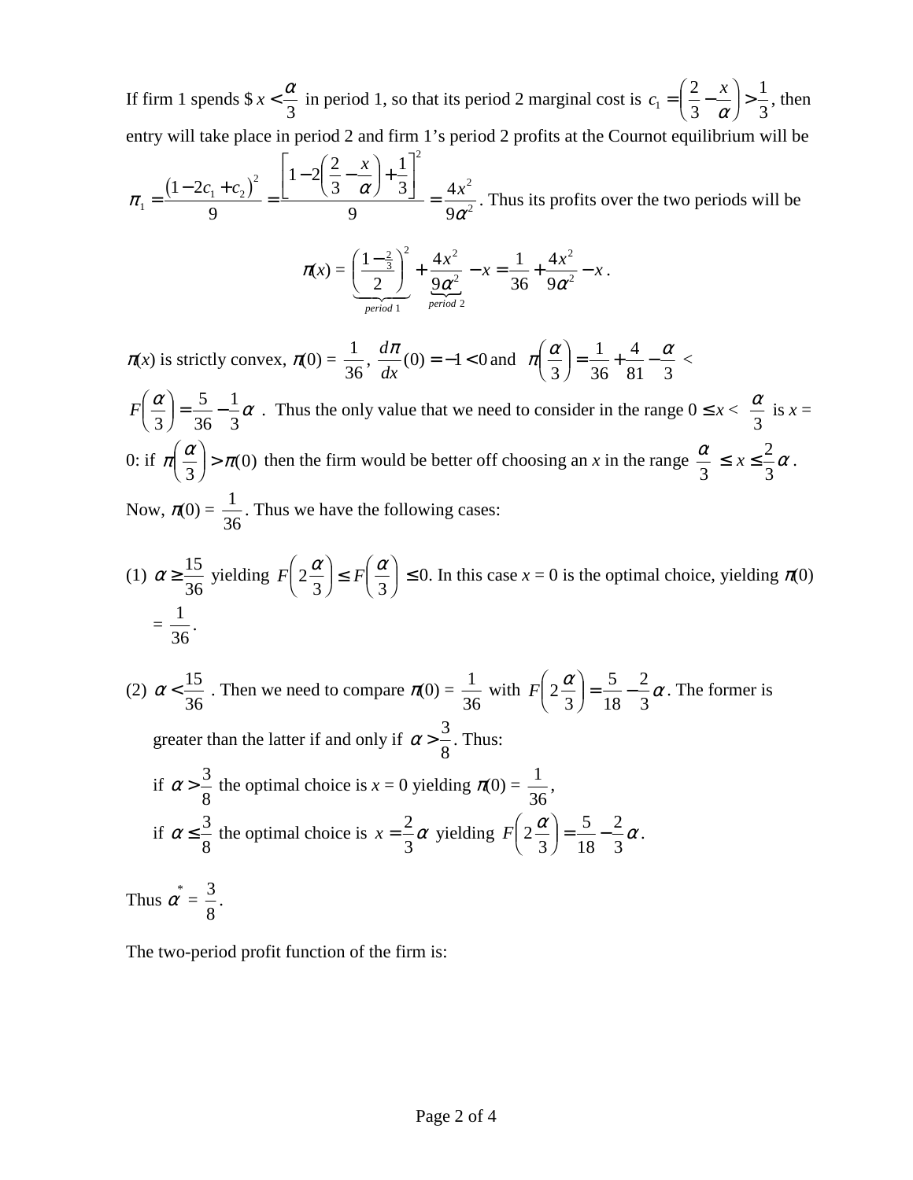If firm 1 spends \$ $x < \frac{\alpha}{3}$ in period 1, so that its period 2 marginal cost is $c_1 = \left(\frac{2}{3} - \frac{x}{\alpha}\right) > \frac{1}{3}$, then entry will take place in period 2 and firm 1's period 2 profits at the Cournot equilibrium will be $\pi_1 = \frac{(1-2c_1+c_2)^2}{9} = \frac{\left[1-2\left(\frac{2}{3}-\frac{x}{\alpha}\right)+\frac{1}{3}\right]^2}{9} = \frac{4x^2}{9\alpha^2}$. Thus its profits over the two periods will be

$$\pi(x) = \underbrace{\left(\frac{1-\frac{2}{3}}{2}\right)^2}_{period\ 1} + \underbrace{\frac{4x^2}{9\alpha^2}}_{period\ 2} - x = \frac{1}{36} + \frac{4x^2}{9\alpha^2} - x.$$

$\pi(x)$ is strictly convex, $\pi(0) = \frac{1}{36}$, $\frac{d\pi}{dx}(0) = -1 < 0$ and $\pi\left(\frac{\alpha}{3}\right) = \frac{1}{36} + \frac{4}{81} - \frac{\alpha}{3} <$ $F\left(\frac{\alpha}{3}\right) = \frac{5}{36} - \frac{1}{3}\alpha$. Thus the only value that we need to consider in the range $0 \le x < \frac{\alpha}{3}$ is $x = 0$: if $\pi\left(\frac{\alpha}{3}\right) > \pi(0)$ then the firm would be better off choosing an $x$ in the range $\frac{\alpha}{3} \le x \le \frac{2}{3}\alpha$. Now, $\pi(0) = \frac{1}{36}$. Thus we have the following cases:

(1) $\alpha \ge \frac{15}{36}$ yielding $F\left(2\frac{\alpha}{3}\right) \le F\left(\frac{\alpha}{3}\right) \le 0$. In this case $x = 0$ is the optimal choice, yielding $\pi(0) = \frac{1}{36}$.

(2) $\alpha < \frac{15}{36}$. Then we need to compare $\pi(0) = \frac{1}{36}$ with $F\left(2\frac{\alpha}{3}\right) = \frac{5}{18} - \frac{2}{3}\alpha$. The former is greater than the latter if and only if $\alpha > \frac{3}{8}$. Thus:

if $\alpha > \frac{3}{8}$ the optimal choice is $x = 0$ yielding $\pi(0) = \frac{1}{36}$,

if $\alpha \le \frac{3}{8}$ the optimal choice is $x = \frac{2}{3}\alpha$ yielding $F\left(2\frac{\alpha}{3}\right) = \frac{5}{18} - \frac{2}{3}\alpha$.

Thus $\alpha^* = \frac{3}{8}$.

The two-period profit function of the firm is: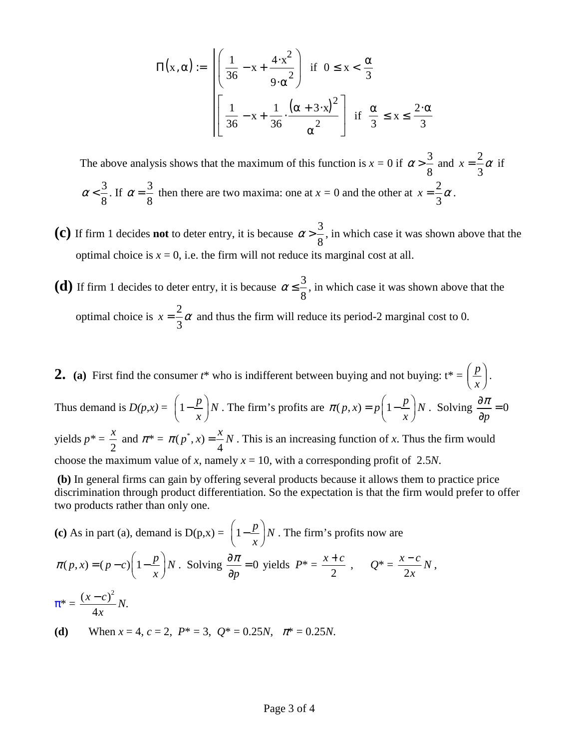$$\Pi(x,\alpha) := \begin{cases} \left(\dfrac{1}{36} - x + \dfrac{4 \cdot x^2}{9 \cdot \alpha^2}\right) & \text{if } 0 \le x < \dfrac{\alpha}{3} \\ \left[\dfrac{1}{36} - x + \dfrac{1}{36} \cdot \dfrac{(\alpha + 3 \cdot x)^2}{\alpha^2}\right] & \text{if } \dfrac{\alpha}{3} \le x \le \dfrac{2 \cdot \alpha}{3} \end{cases}$$

The above analysis shows that the maximum of this function is $x = 0$ if $\alpha > \frac{3}{8}$ and $x = \frac{2}{3}\alpha$ if $\alpha < \frac{3}{8}$. If $\alpha = \frac{3}{8}$ then there are two maxima: one at $x = 0$ and the other at $x = \frac{2}{3}\alpha$.

**(c)** If firm 1 decides **not** to deter entry, it is because $\alpha > \frac{3}{8}$, in which case it was shown above that the optimal choice is $x = 0$, i.e. the firm will not reduce its marginal cost at all.

**(d)** If firm 1 decides to deter entry, it is because $\alpha \le \frac{3}{8}$, in which case it was shown above that the optimal choice is $x = \frac{2}{3}\alpha$ and thus the firm will reduce its period-2 marginal cost to 0.

**2.** **(a)** First find the consumer $t^*$ who is indifferent between buying and not buying: $t^* = \left(\frac{p}{x}\right)$. Thus demand is $D(p,x) = \left(1 - \frac{p}{x}\right)N$. The firm's profits are $\pi(p,x) = p\left(1 - \frac{p}{x}\right)N$. Solving $\frac{\partial \pi}{\partial p} = 0$ yields $p^* = \frac{x}{2}$ and $\pi^* = \pi(p^*, x) = \frac{x}{4}N$. This is an increasing function of $x$. Thus the firm would choose the maximum value of $x$, namely $x = 10$, with a corresponding profit of $2.5N$.

**(b)** In general firms can gain by offering several products because it allows them to practice price discrimination through product differentiation. So the expectation is that the firm would prefer to offer two products rather than only one.

**(c)** As in part (a), demand is $D(p,x) = \left(1 - \frac{p}{x}\right)N$. The firm's profits now are $\pi(p,x) = (p - c)\left(1 - \frac{p}{x}\right)N$. Solving $\frac{\partial \pi}{\partial p} = 0$ yields $P^* = \frac{x + c}{2}$, $\quad Q^* = \frac{x - c}{2x}N$,

$\pi^* = \frac{(x-c)^2}{4x}N$.

**(d)** When $x = 4$, $c = 2$, $P^* = 3$, $Q^* = 0.25N$, $\pi^* = 0.25N$.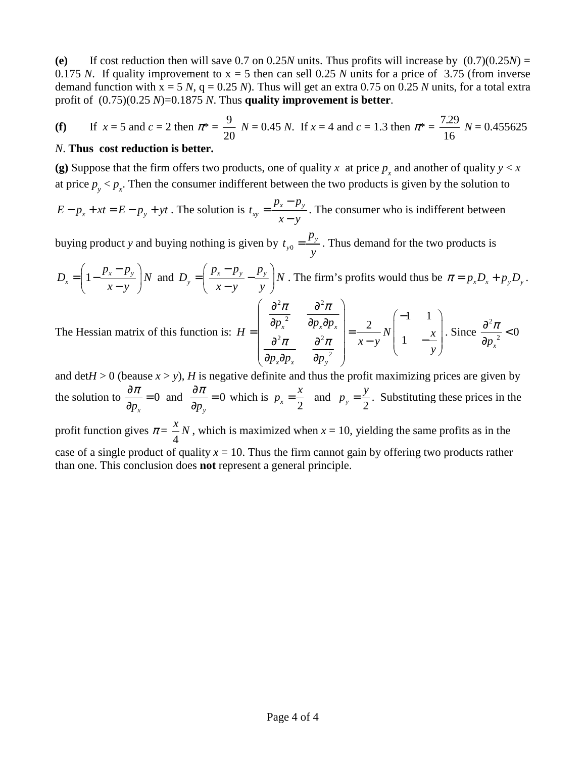**(e)** If cost reduction then will save 0.7 on 0.25*N* units. Thus profits will increase by (0.7)(0.25*N*) = 0.175 *N*. If quality improvement to x = 5 then can sell 0.25 *N* units for a price of 3.75 (from inverse demand function with x = 5 *N*, q = 0.25 *N*). Thus will get an extra 0.75 on 0.25 *N* units, for a total extra profit of (0.75)(0.25 *N*)=0.1875 *N*. Thus **quality improvement is better**.

**(f)** If $x = 5$ and $c = 2$ then $\pi^* = \frac{9}{20}$ $N$ = 0.45 *N*. If $x = 4$ and $c = 1.3$ then $\pi^* = \frac{7.29}{16}$ $N$ = 0.455625 *N*. **Thus cost reduction is better.**

**(g)** Suppose that the firm offers two products, one of quality $x$ at price $p_x$ and another of quality $y < x$ at price $p_y < p_x$. Then the consumer indifferent between the two products is given by the solution to $E - p_x + xt = E - p_y + yt$. The solution is $t_{xy} = \frac{p_x - p_y}{x - y}$. The consumer who is indifferent between buying product *y* and buying nothing is given by $t_{y0} = \frac{p_y}{y}$. Thus demand for the two products is $D_x = \left(1 - \frac{p_x - p_y}{x - y}\right)N$ and $D_y = \left(\frac{p_x - p_y}{x - y} - \frac{p_y}{y}\right)N$. The firm's profits would thus be $\pi = p_x D_x + p_y D_y$.

The Hessian matrix of this function is: $H = \begin{pmatrix} \frac{\partial^2 \pi}{\partial p_x^{\,2}} & \frac{\partial^2 \pi}{\partial p_x \partial p_x} \\ \frac{\partial^2 \pi}{\partial p_x \partial p_x} & \frac{\partial^2 \pi}{\partial p_y^{\,2}} \end{pmatrix} = \frac{2}{x - y} N \begin{pmatrix} -1 & 1 \\ 1 & -\frac{x}{y} \end{pmatrix}$. Since $\frac{\partial^2 \pi}{\partial p_x^{\,2}} < 0$ and det*H* > 0 (beause *x* > *y*), *H* is negative definite and thus the profit maximizing prices are given by the solution to $\frac{\partial \pi}{\partial p_x} = 0$ and $\frac{\partial \pi}{\partial p_y} = 0$ which is $p_x = \frac{x}{2}$ and $p_y = \frac{y}{2}$. Substituting these prices in the profit function gives $\pi = \frac{x}{4} N$, which is maximized when *x* = 10, yielding the same profits as in the case of a single product of quality *x* = 10. Thus the firm cannot gain by offering two products rather than one. This conclusion does **not** represent a general principle.